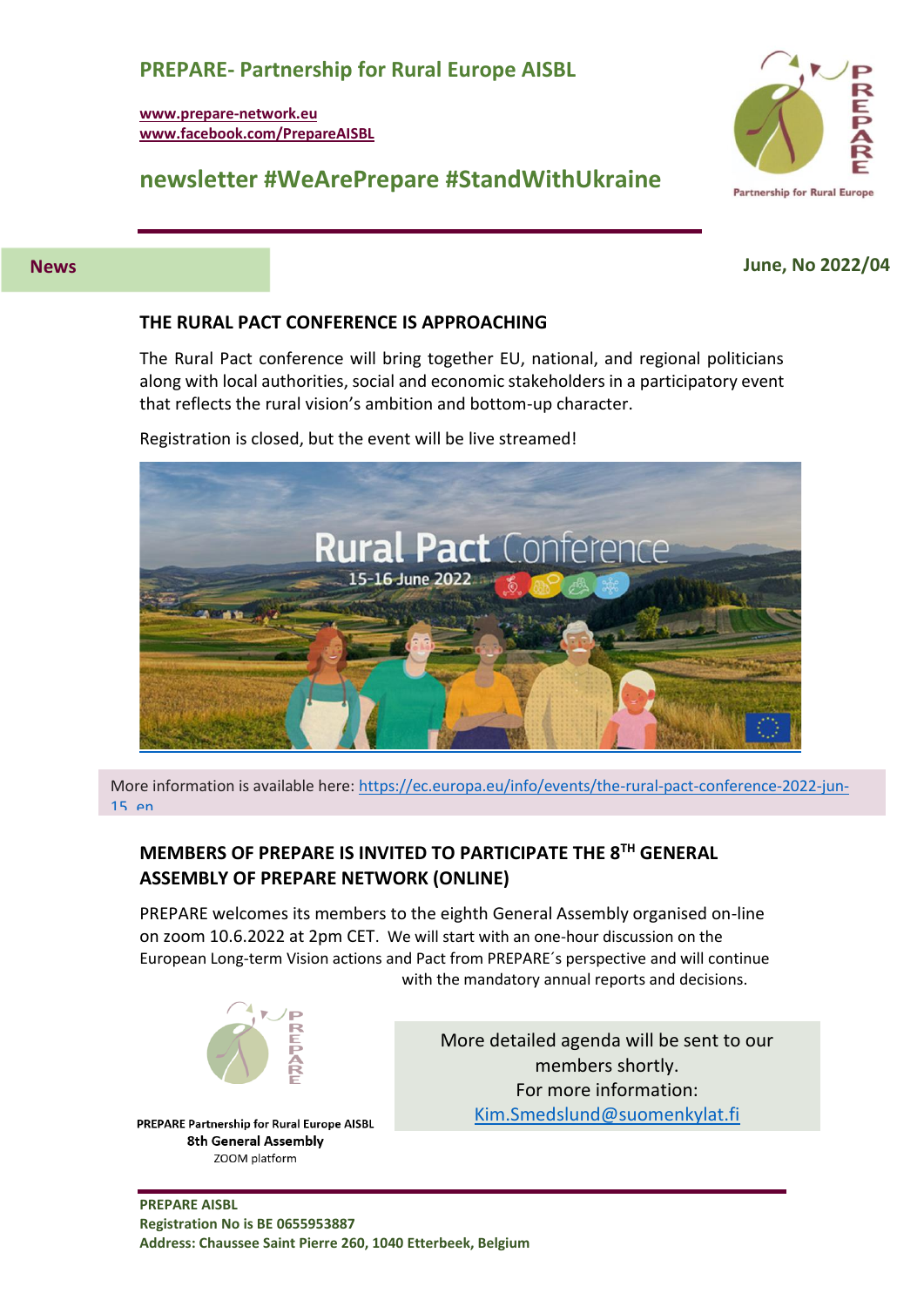## PREPARE- Partnership for Rural Europe AISBL

www.prepare-network.eu
www.facebook.com/PrepareAISBL

## newsletter #WeArePrepare #StandWithUkraine

**News**

**June, No 2022/04**

### THE RURAL PACT CONFERENCE IS APPROACHING

The Rural Pact conference will bring together EU, national, and regional politicians along with local authorities, social and economic stakeholders in a participatory event that reflects the rural vision's ambition and bottom-up character.

Registration is closed, but the event will be live streamed!

More information is available here: https://ec.europa.eu/info/events/the-rural-pact-conference-2022-jun-15_en

### MEMBERS OF PREPARE IS INVITED TO PARTICIPATE THE 8TH GENERAL ASSEMBLY OF PREPARE NETWORK (ONLINE)

PREPARE welcomes its members to the eighth General Assembly organised on-line on zoom 10.6.2022 at 2pm CET. We will start with an one-hour discussion on the European Long-term Vision actions and Pact from PREPARE´s perspective and will continue with the mandatory annual reports and decisions.

PREPARE Partnership for Rural Europe AISBL
8th General Assembly
ZOOM platform

More detailed agenda will be sent to our members shortly.
For more information:
Kim.Smedslund@suomenkylat.fi

**PREPARE AISBL**
**Registration No is BE 0655953887**
**Address: Chaussee Saint Pierre 260, 1040 Etterbeek, Belgium**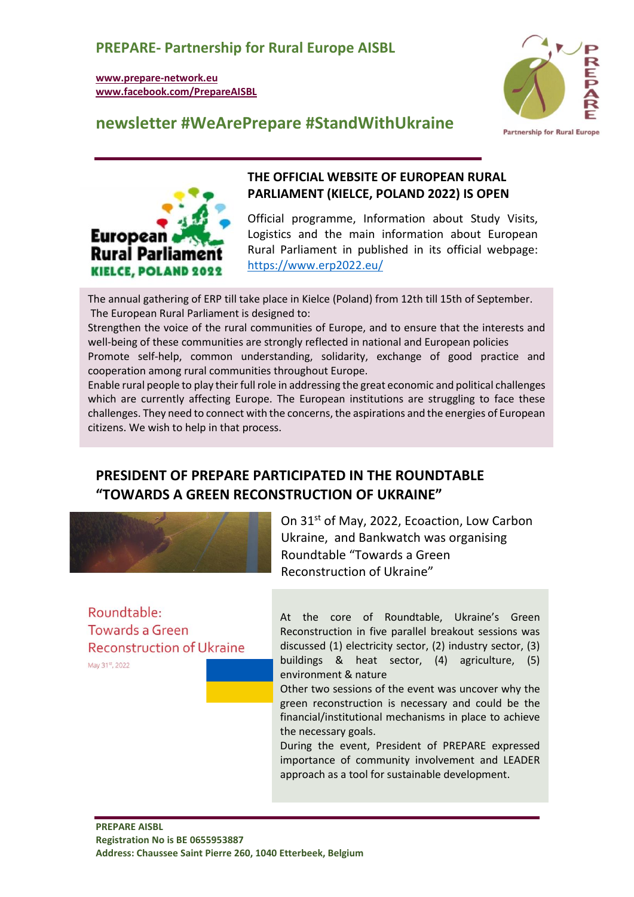# PREPARE- Partnership for Rural Europe AISBL

www.prepare-network.eu
www.facebook.com/PrepareAISBL

## newsletter #WeArePrepare #StandWithUkraine

### THE OFFICIAL WEBSITE OF EUROPEAN RURAL PARLIAMENT (KIELCE, POLAND 2022) IS OPEN

Official programme, Information about Study Visits, Logistics and the main information about European Rural Parliament in published in its official webpage: https://www.erp2022.eu/

The annual gathering of ERP till take place in Kielce (Poland) from 12th till 15th of September.
The European Rural Parliament is designed to:
Strengthen the voice of the rural communities of Europe, and to ensure that the interests and well-being of these communities are strongly reflected in national and European policies
Promote self-help, common understanding, solidarity, exchange of good practice and cooperation among rural communities throughout Europe.
Enable rural people to play their full role in addressing the great economic and political challenges which are currently affecting Europe. The European institutions are struggling to face these challenges. They need to connect with the concerns, the aspirations and the energies of European citizens. We wish to help in that process.

### PRESIDENT OF PREPARE PARTICIPATED IN THE ROUNDTABLE "TOWARDS A GREEN RECONSTRUCTION OF UKRAINE"

On 31st of May, 2022, Ecoaction, Low Carbon Ukraine, and Bankwatch was organising Roundtable "Towards a Green Reconstruction of Ukraine"

Roundtable: Towards a Green Reconstruction of Ukraine
May 31st, 2022

At the core of Roundtable, Ukraine's Green Reconstruction in five parallel breakout sessions was discussed (1) electricity sector, (2) industry sector, (3) buildings & heat sector, (4) agriculture, (5) environment & nature
Other two sessions of the event was uncover why the green reconstruction is necessary and could be the financial/institutional mechanisms in place to achieve the necessary goals.
During the event, President of PREPARE expressed importance of community involvement and LEADER approach as a tool for sustainable development.

**PREPARE AISBL**
**Registration No is BE 0655953887**
**Address: Chaussee Saint Pierre 260, 1040 Etterbeek, Belgium**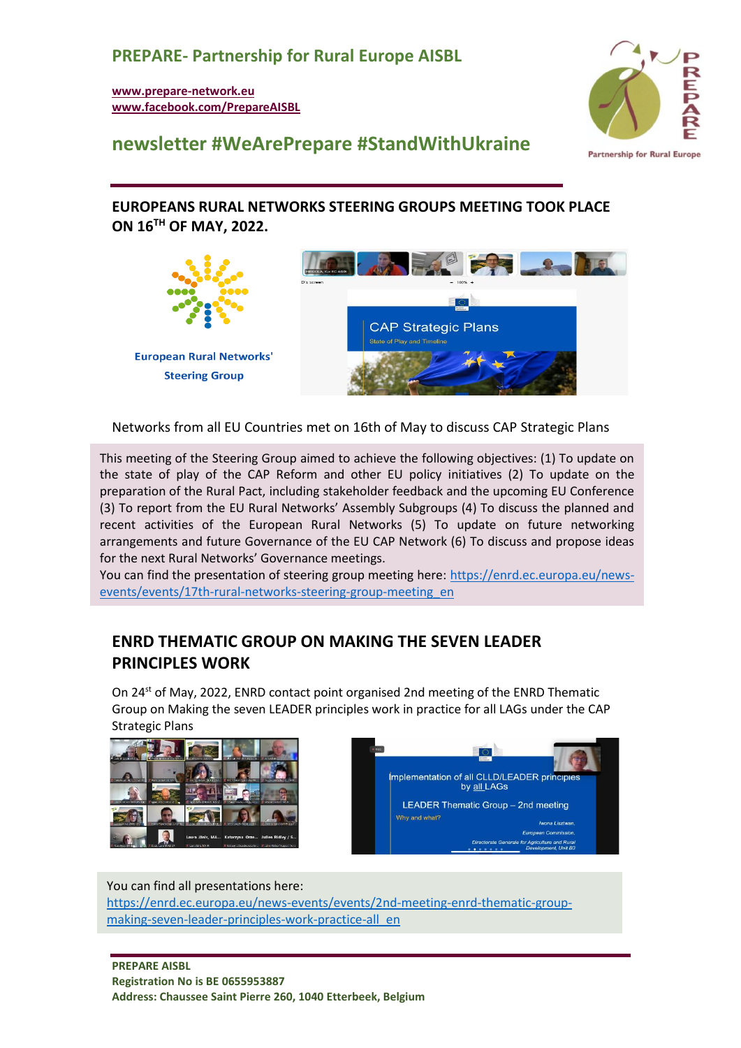**PREPARE- Partnership for Rural Europe AISBL**

www.prepare-network.eu
www.facebook.com/PrepareAISBL

## newsletter #WeArePrepare #StandWithUkraine

## EUROPEANS RURAL NETWORKS STEERING GROUPS MEETING TOOK PLACE ON 16TH OF MAY, 2022.

Networks from all EU Countries met on 16th of May to discuss CAP Strategic Plans

This meeting of the Steering Group aimed to achieve the following objectives: (1) To update on the state of play of the CAP Reform and other EU policy initiatives (2) To update on the preparation of the Rural Pact, including stakeholder feedback and the upcoming EU Conference (3) To report from the EU Rural Networks' Assembly Subgroups (4) To discuss the planned and recent activities of the European Rural Networks (5) To update on future networking arrangements and future Governance of the EU CAP Network (6) To discuss and propose ideas for the next Rural Networks' Governance meetings.
You can find the presentation of steering group meeting here: https://enrd.ec.europa.eu/news-events/events/17th-rural-networks-steering-group-meeting_en

## ENRD THEMATIC GROUP ON MAKING THE SEVEN LEADER PRINCIPLES WORK

On 24st of May, 2022, ENRD contact point organised 2nd meeting of the ENRD Thematic Group on Making the seven LEADER principles work in practice for all LAGs under the CAP Strategic Plans

You can find all presentations here:
https://enrd.ec.europa.eu/news-events/events/2nd-meeting-enrd-thematic-group-making-seven-leader-principles-work-practice-all_en

**PREPARE AISBL**
**Registration No is BE 0655953887**
**Address: Chaussee Saint Pierre 260, 1040 Etterbeek, Belgium**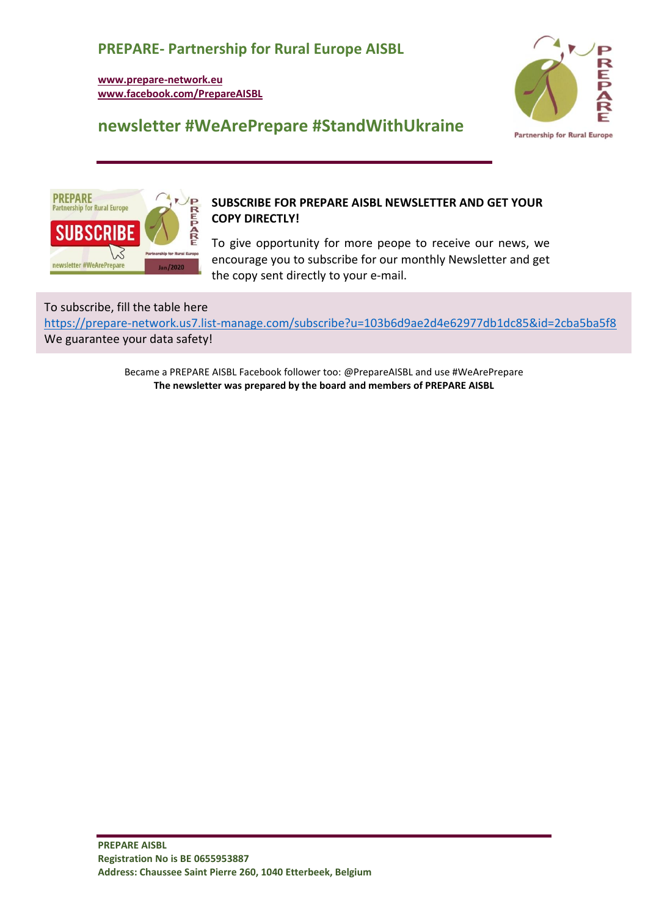# PREPARE- Partnership for Rural Europe AISBL

www.prepare-network.eu
www.facebook.com/PrepareAISBL

## newsletter #WeArePrepare #StandWithUkraine

**SUBSCRIBE FOR PREPARE AISBL NEWSLETTER AND GET YOUR COPY DIRECTLY!**

To give opportunity for more peope to receive our news, we encourage you to subscribe for our monthly Newsletter and get the copy sent directly to your e-mail.

To subscribe, fill the table here
https://prepare-network.us7.list-manage.com/subscribe?u=103b6d9ae2d4e62977db1dc85&id=2cba5ba5f8
We guarantee your data safety!

Became a PREPARE AISBL Facebook follower too: @PrepareAISBL and use #WeArePrepare
**The newsletter was prepared by the board and members of PREPARE AISBL**

**PREPARE AISBL**
**Registration No is BE 0655953887**
**Address: Chaussee Saint Pierre 260, 1040 Etterbeek, Belgium**